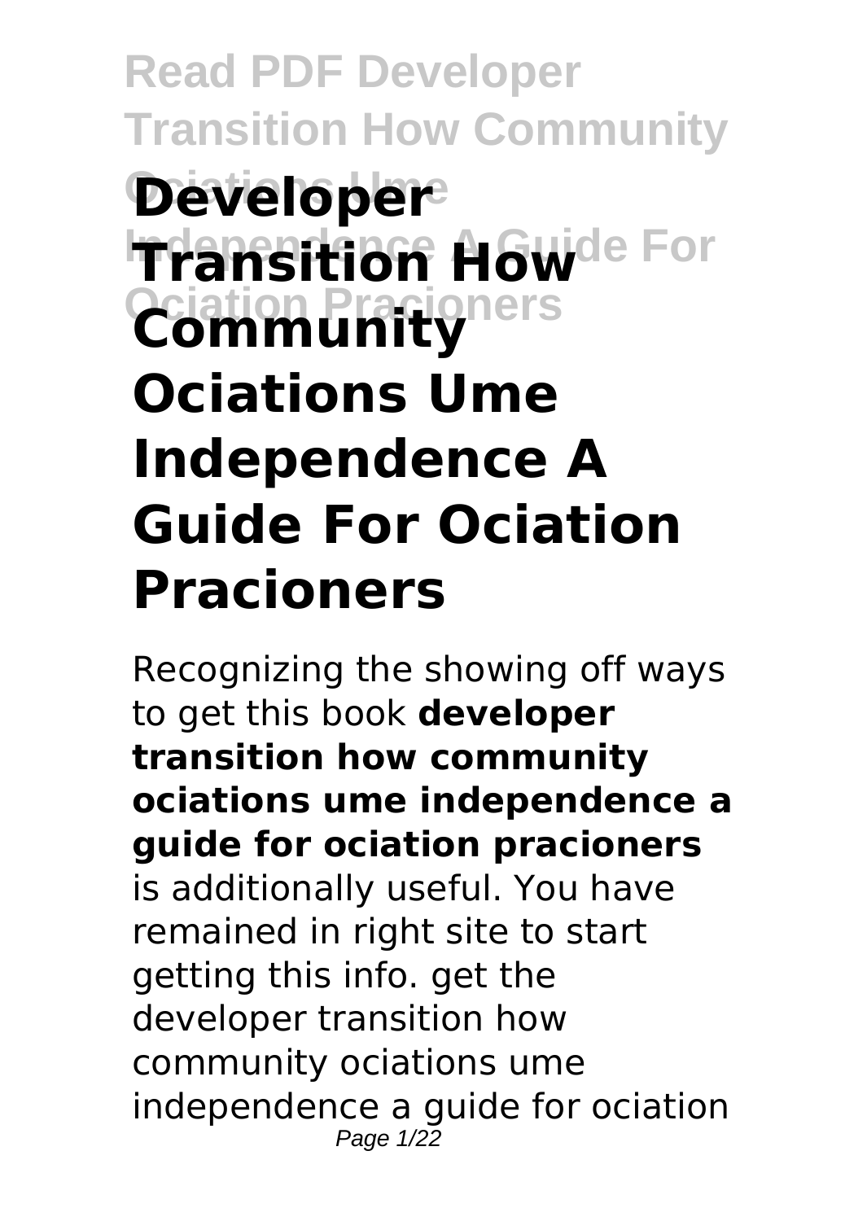# Read PDF Developer Transition How Community Ociations Ume

# Developer Transition How Community Ociations Ume Independence A Guide For Ociation Pracioners

Recognizing the showing off ways to get this book **developer transition how community ociations ume independence a guide for ociation pracioners** is additionally useful. You have remained in right site to start getting this info. get the developer transition how community ociations ume independence a guide for ociation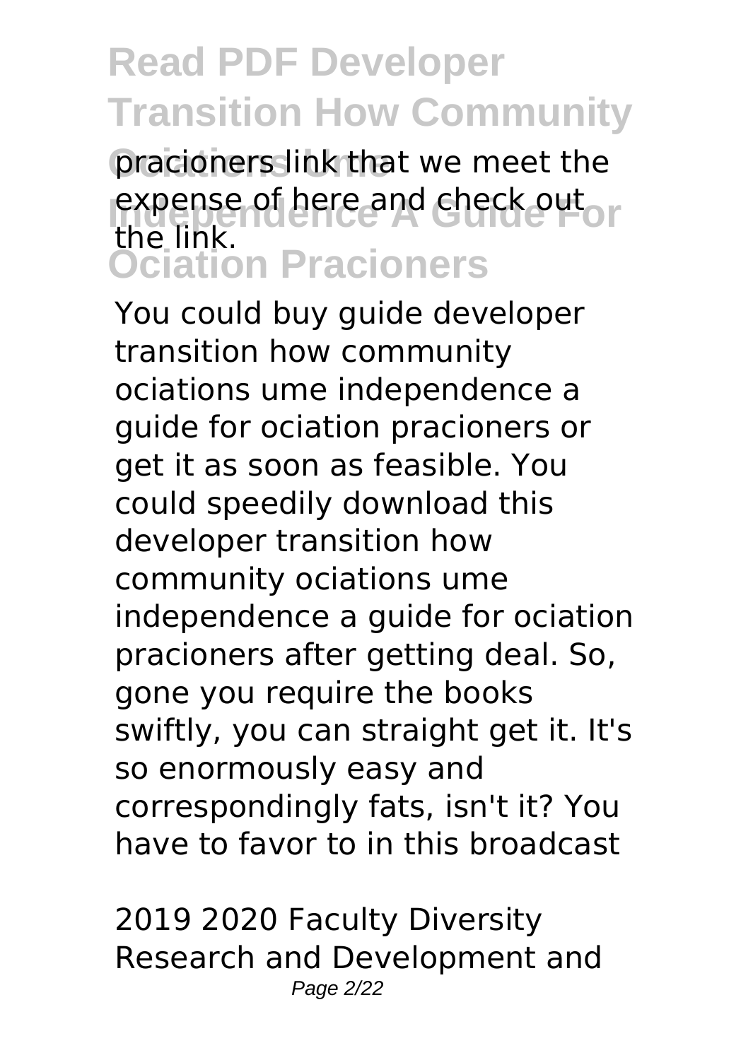pracioners link that we meet the expense of here and check out the link.

You could buy guide developer transition how community ociations ume independence a guide for ociation pracioners or get it as soon as feasible. You could speedily download this developer transition how community ociations ume independence a guide for ociation pracioners after getting deal. So, gone you require the books swiftly, you can straight get it. It's so enormously easy and correspondingly fats, isn't it? You have to favor to in this broadcast

2019 2020 Faculty Diversity Research and Development and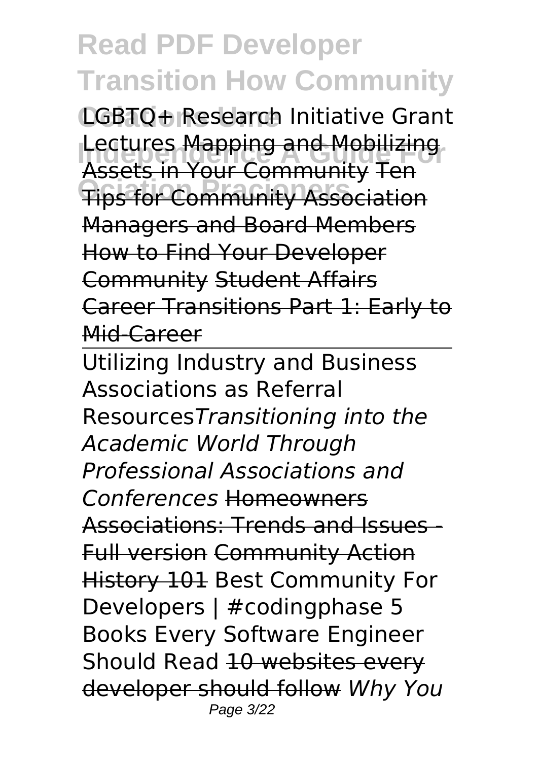LGBTQ+ Research Initiative Grant Lectures Mapping and Mobilizing Assets in Your Community Ten Tips for Community Association Managers and Board Members How to Find Your Developer Community Student Affairs Career Transitions Part 1: Early to Mid-Career

Utilizing Industry and Business Associations as Referral Resources*Transitioning into the Academic World Through Professional Associations and Conferences* Homeowners Associations: Trends and Issues - Full version Community Action History 101 Best Community For Developers | #codingphase 5 Books Every Software Engineer Should Read 10 websites every developer should follow *Why You*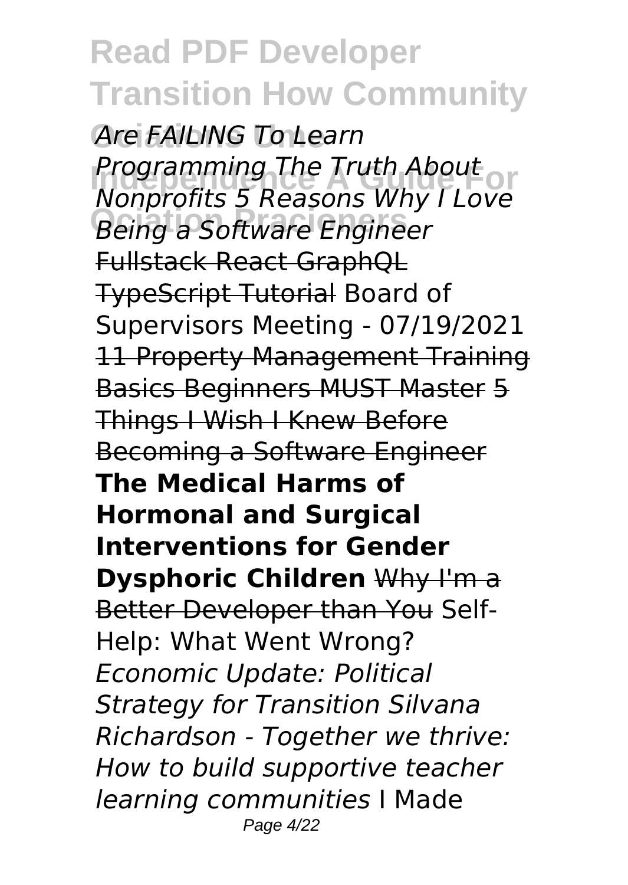*Are FAILING To Learn Programming The Truth About Nonprofits 5 Reasons Why I Love Being a Software Engineer* Fullstack React GraphQL TypeScript Tutorial Board of Supervisors Meeting - 07/19/2021 11 Property Management Training Basics Beginners MUST Master 5 Things I Wish I Knew Before Becoming a Software Engineer **The Medical Harms of Hormonal and Surgical Interventions for Gender Dysphoric Children** Why I'm a Better Developer than You Self-Help: What Went Wrong? *Economic Update: Political Strategy for Transition Silvana Richardson - Together we thrive: How to build supportive teacher learning communities* I Made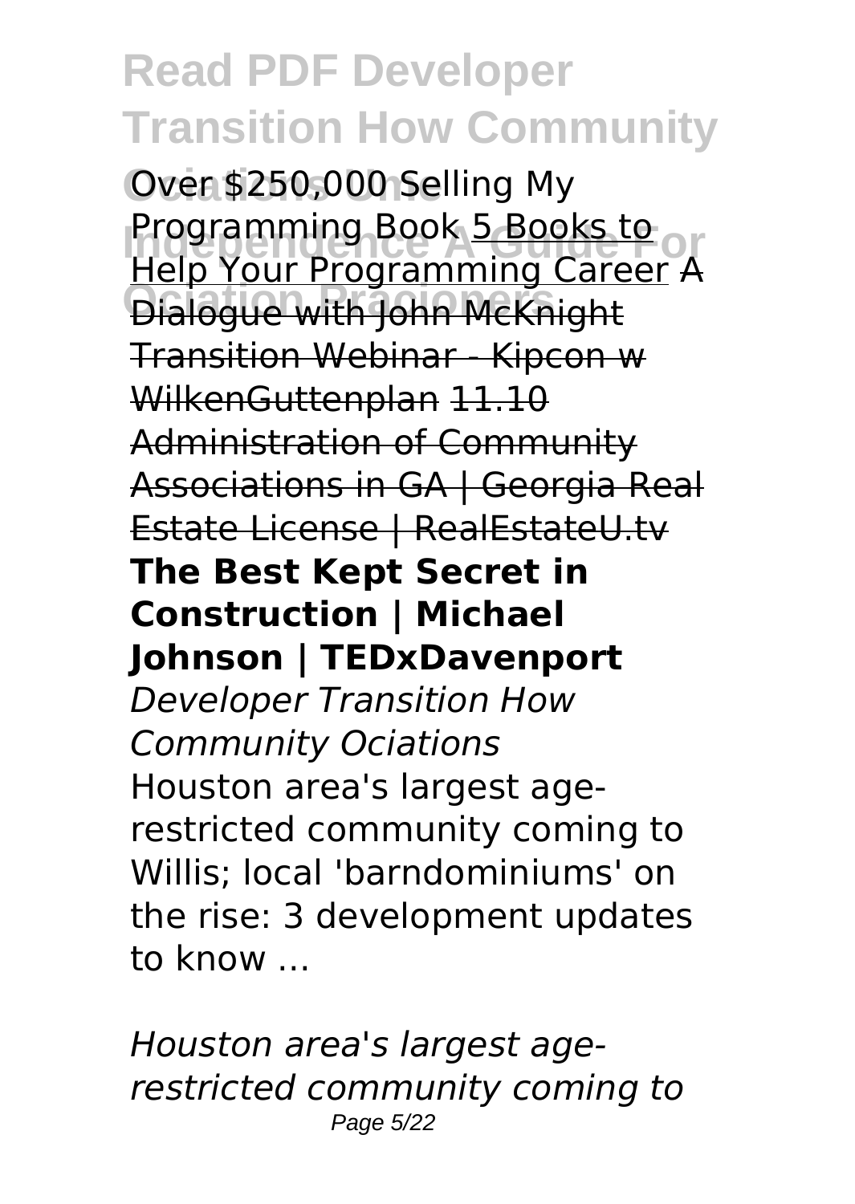Over $250,000 Selling My Programming Book 5 Books to Help Your Programming Career A Dialogue with John McKnight Transition Webinar - Kipcon w WilkenGuttenplan 11.10 Administration of Community Associations in GA | Georgia Real Estate License | RealEstateU.tv **The Best Kept Secret in Construction | Michael Johnson | TEDxDavenport**

*Developer Transition How Community Ociations*

Houston area's largest age-restricted community coming to Willis; local 'barndominiums' on the rise: 3 development updates to know ...

*Houston area's largest age-restricted community coming to*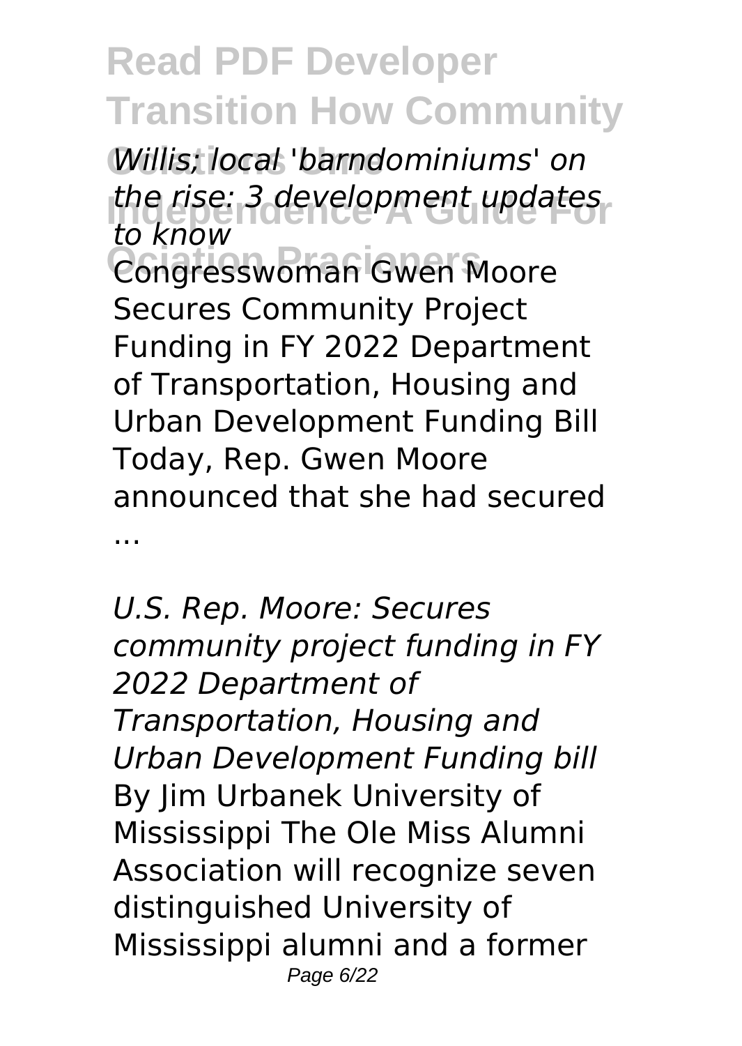*Willis; local 'barndominiums' on the rise: 3 development updates to know*

Congresswoman Gwen Moore Secures Community Project Funding in FY 2022 Department of Transportation, Housing and Urban Development Funding Bill Today, Rep. Gwen Moore announced that she had secured ...

*U.S. Rep. Moore: Secures community project funding in FY 2022 Department of Transportation, Housing and Urban Development Funding bill*

By Jim Urbanek University of Mississippi The Ole Miss Alumni Association will recognize seven distinguished University of Mississippi alumni and a former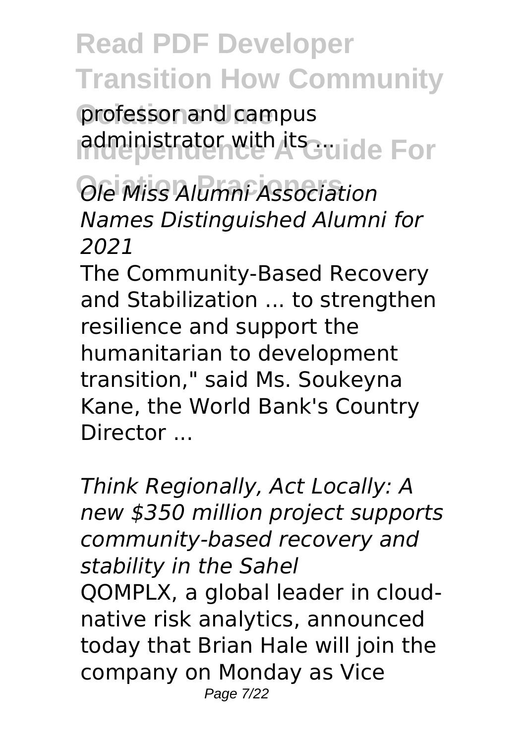professor and campus administrator with its ...

*Ole Miss Alumni Association Names Distinguished Alumni for 2021*

The Community-Based Recovery and Stabilization ... to strengthen resilience and support the humanitarian to development transition," said Ms. Soukeyna Kane, the World Bank's Country Director ...

*Think Regionally, Act Locally: A new $350 million project supports community-based recovery and stability in the Sahel*

QOMPLX, a global leader in cloud-native risk analytics, announced today that Brian Hale will join the company on Monday as Vice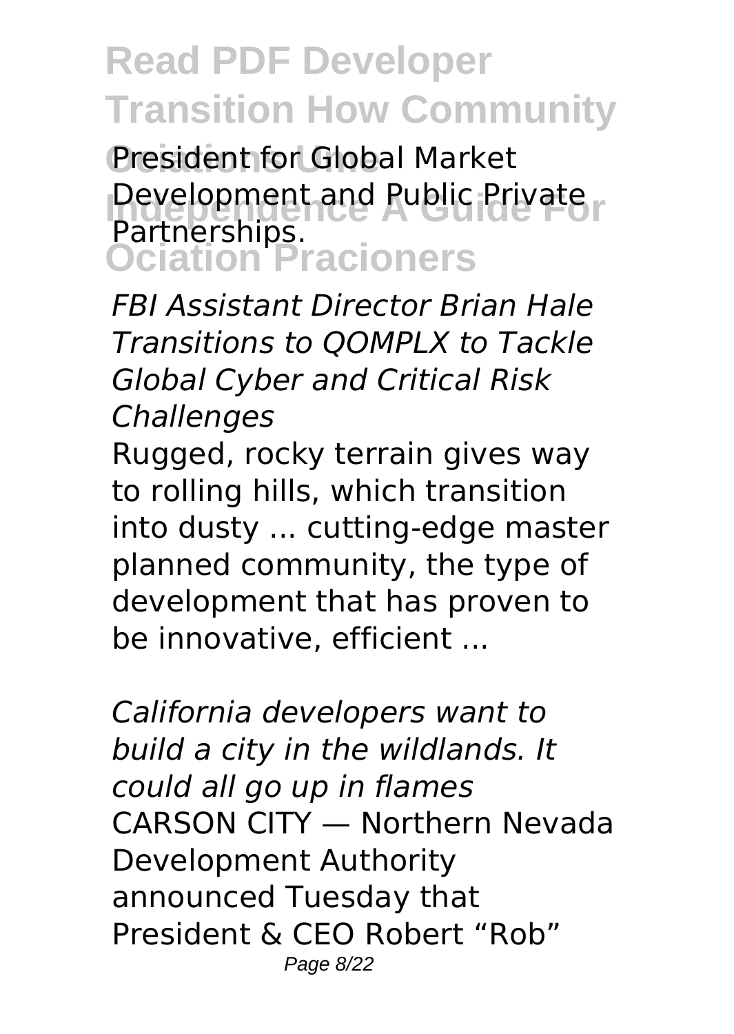President for Global Market Development and Public Private Partnerships.

*FBI Assistant Director Brian Hale Transitions to QOMPLX to Tackle Global Cyber and Critical Risk Challenges*

Rugged, rocky terrain gives way to rolling hills, which transition into dusty ... cutting-edge master planned community, the type of development that has proven to be innovative, efficient ...

*California developers want to build a city in the wildlands. It could all go up in flames*

CARSON CITY — Northern Nevada Development Authority announced Tuesday that President & CEO Robert "Rob"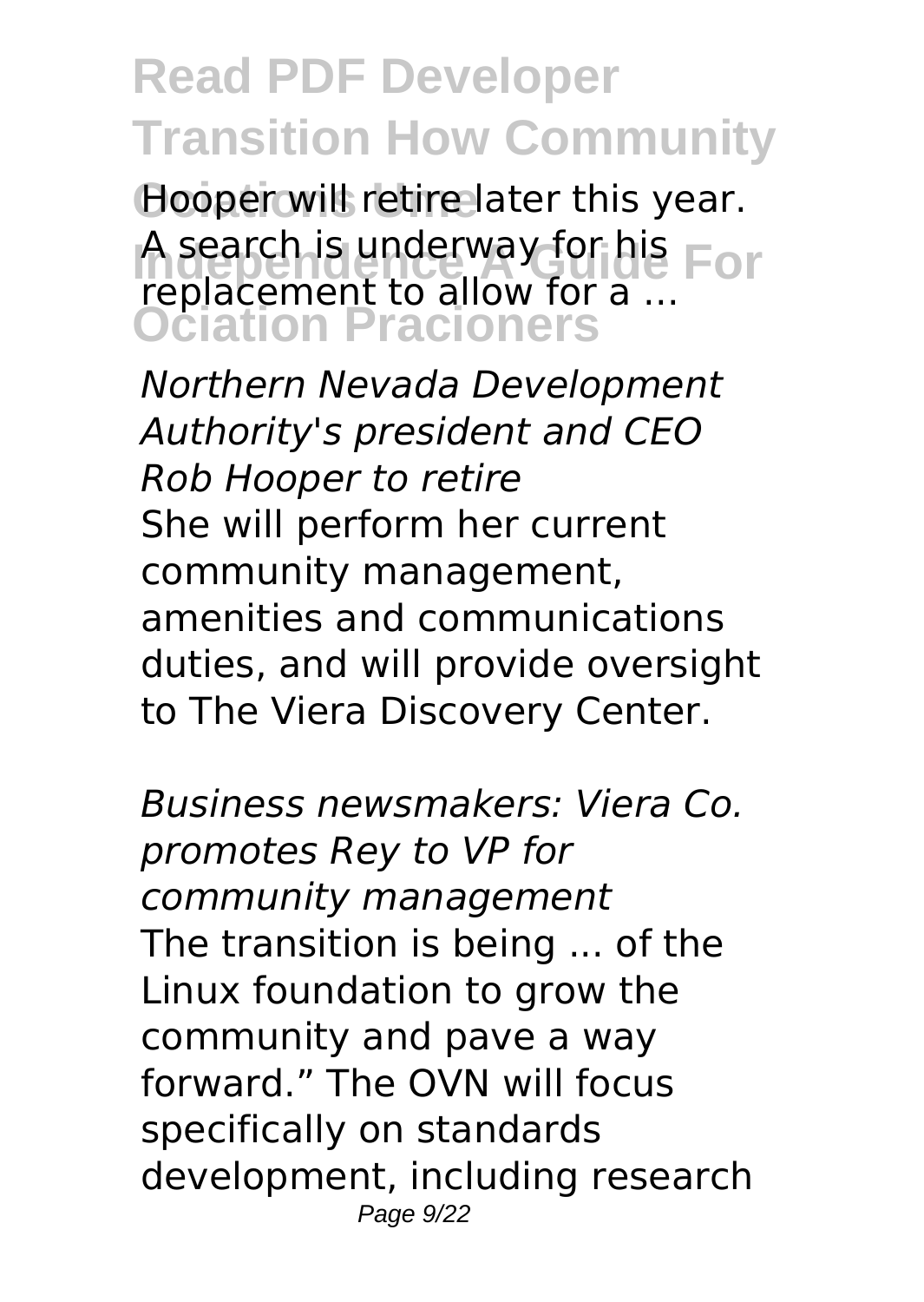Hooper will retire later this year. A search is underway for his replacement to allow for a ...

*Northern Nevada Development Authority's president and CEO Rob Hooper to retire*

She will perform her current community management, amenities and communications duties, and will provide oversight to The Viera Discovery Center.

*Business newsmakers: Viera Co. promotes Rey to VP for community management*

The transition is being ... of the Linux foundation to grow the community and pave a way forward." The OVN will focus specifically on standards development, including research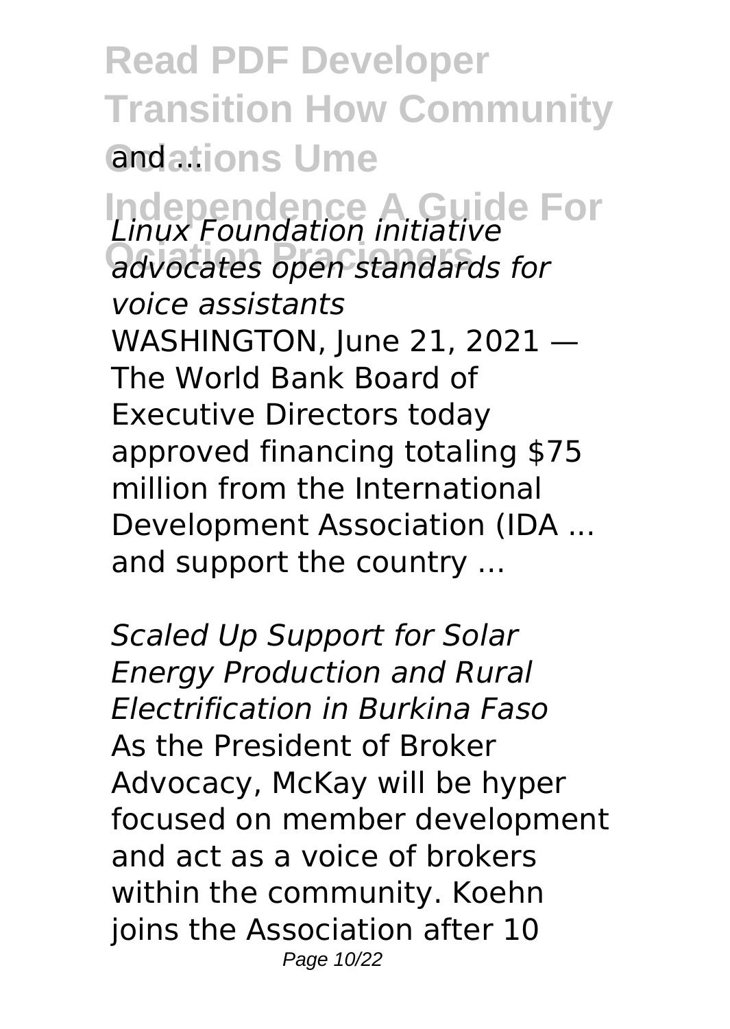and ...

*Linux Foundation initiative advocates open standards for voice assistants*

WASHINGTON, June 21, 2021 — The World Bank Board of Executive Directors today approved financing totaling $75 million from the International Development Association (IDA ... and support the country ...

*Scaled Up Support for Solar Energy Production and Rural Electrification in Burkina Faso*

As the President of Broker Advocacy, McKay will be hyper focused on member development and act as a voice of brokers within the community. Koehn joins the Association after 10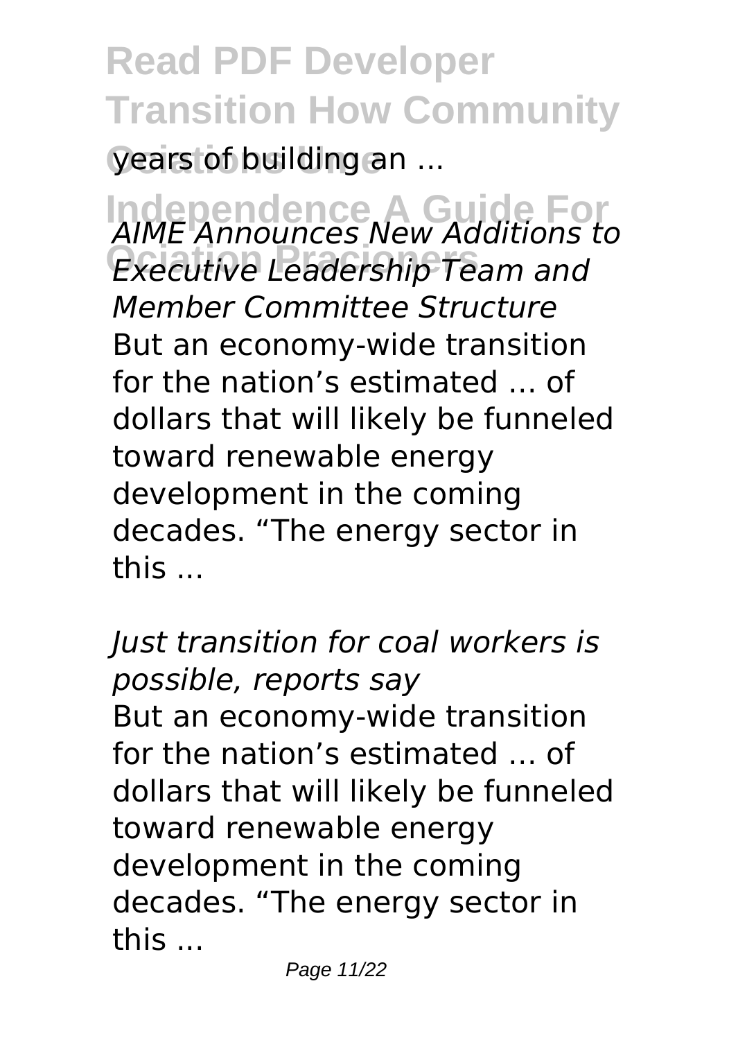years of building an ...

*AIME Announces New Additions to Executive Leadership Team and Member Committee Structure*
But an economy-wide transition for the nation's estimated ... of dollars that will likely be funneled toward renewable energy development in the coming decades. "The energy sector in this ...

*Just transition for coal workers is possible, reports say*
But an economy-wide transition for the nation's estimated ... of dollars that will likely be funneled toward renewable energy development in the coming decades. "The energy sector in this ...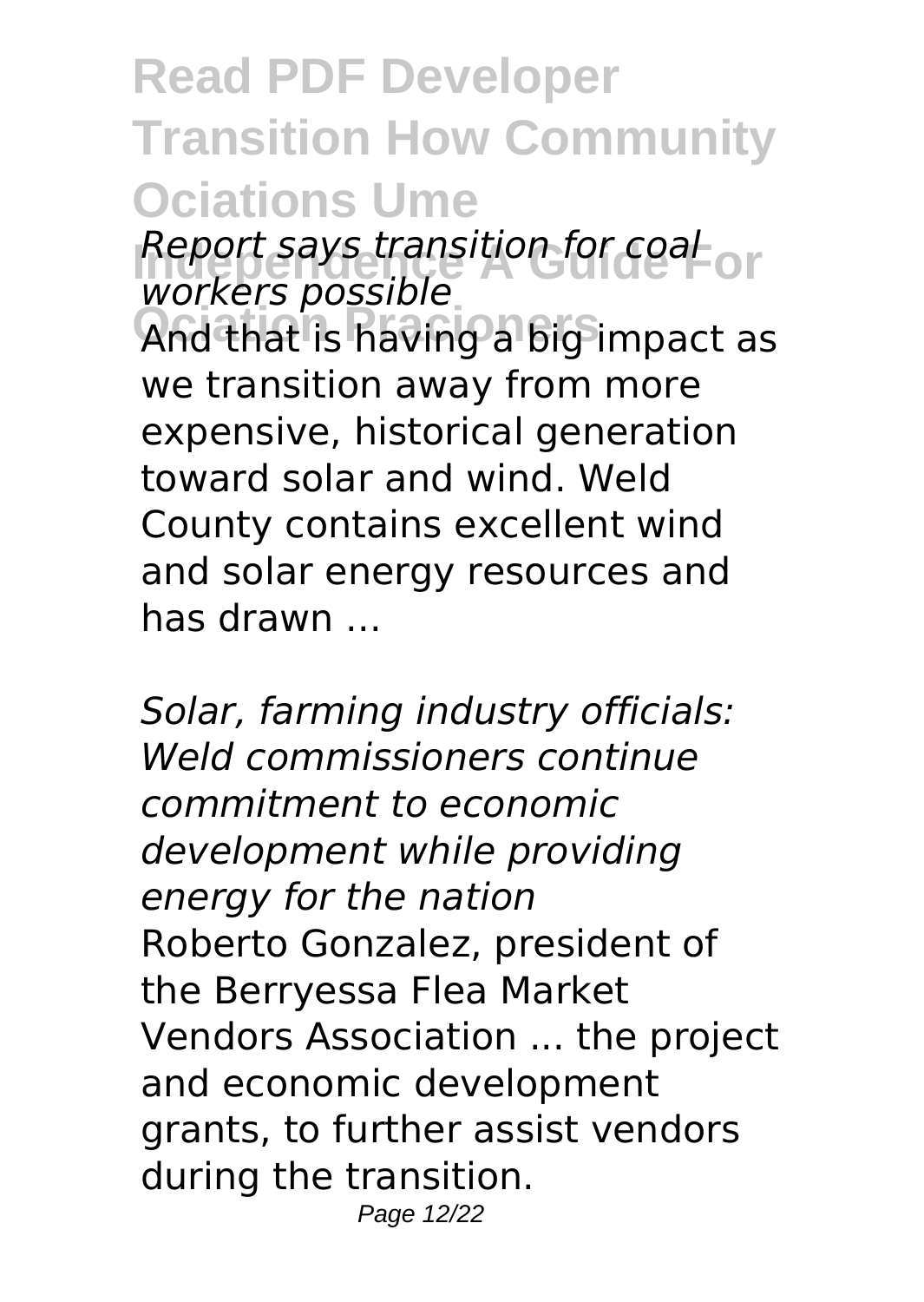*Report says transition for coal workers possible*

And that is having a big impact as we transition away from more expensive, historical generation toward solar and wind. Weld County contains excellent wind and solar energy resources and has drawn ...

*Solar, farming industry officials: Weld commissioners continue commitment to economic development while providing energy for the nation*

Roberto Gonzalez, president of the Berryessa Flea Market Vendors Association ... the project and economic development grants, to further assist vendors during the transition.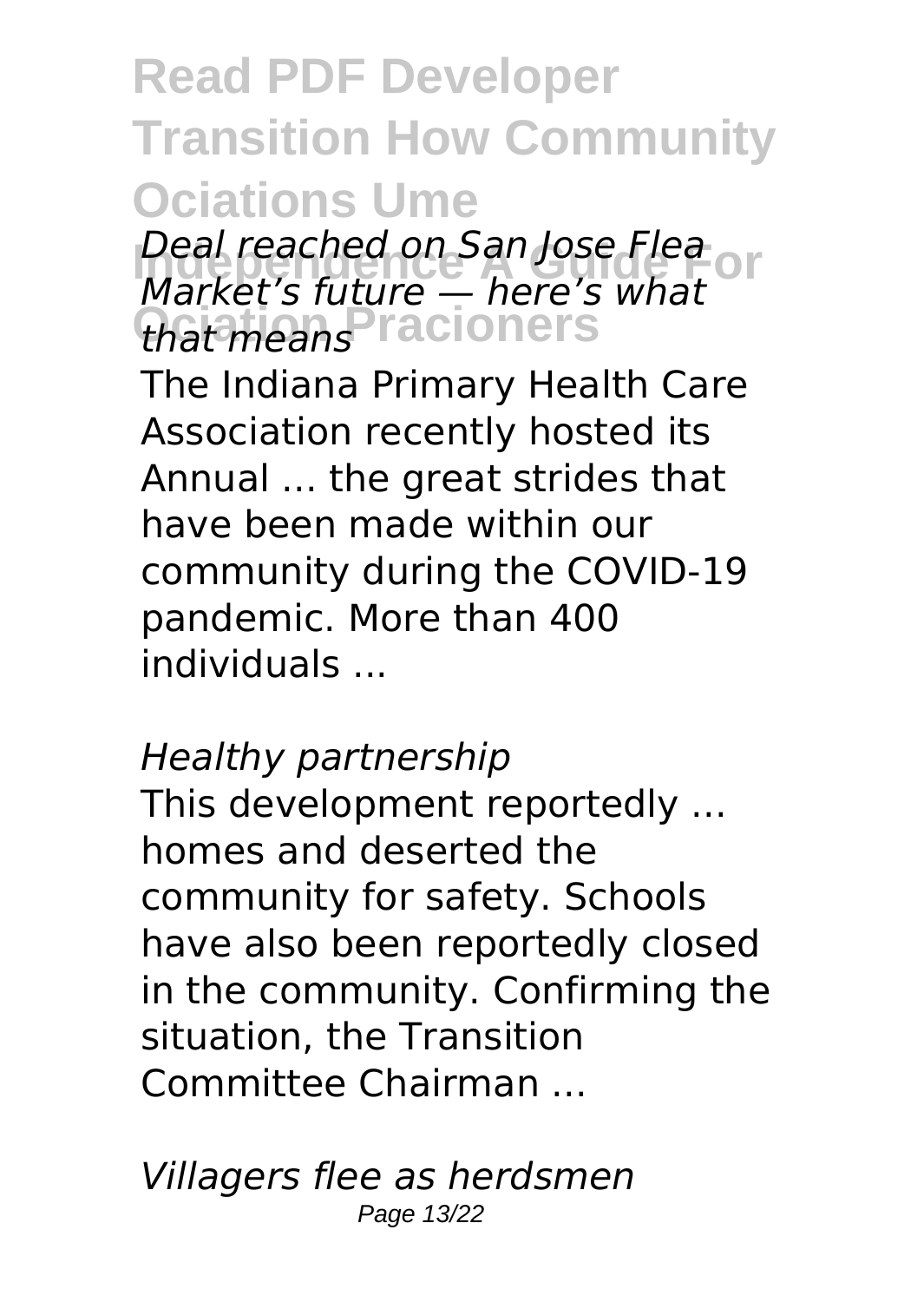*Deal reached on San Jose Flea Market's future — here's what that means*

The Indiana Primary Health Care Association recently hosted its Annual ... the great strides that have been made within our community during the COVID-19 pandemic. More than 400 individuals ...

*Healthy partnership*

This development reportedly ... homes and deserted the community for safety. Schools have also been reportedly closed in the community. Confirming the situation, the Transition Committee Chairman ...

*Villagers flee as herdsmen*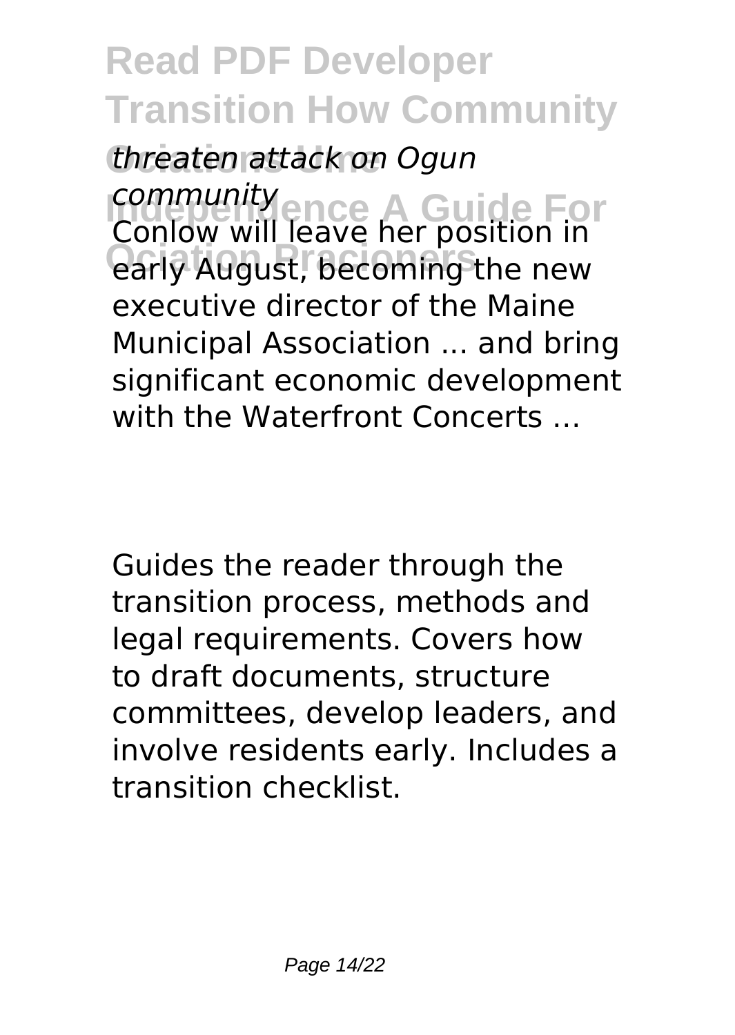*threaten attack on Ogun community*

Conlow will leave her position in early August, becoming the new executive director of the Maine Municipal Association ... and bring significant economic development with the Waterfront Concerts ...

Guides the reader through the transition process, methods and legal requirements. Covers how to draft documents, structure committees, develop leaders, and involve residents early. Includes a transition checklist.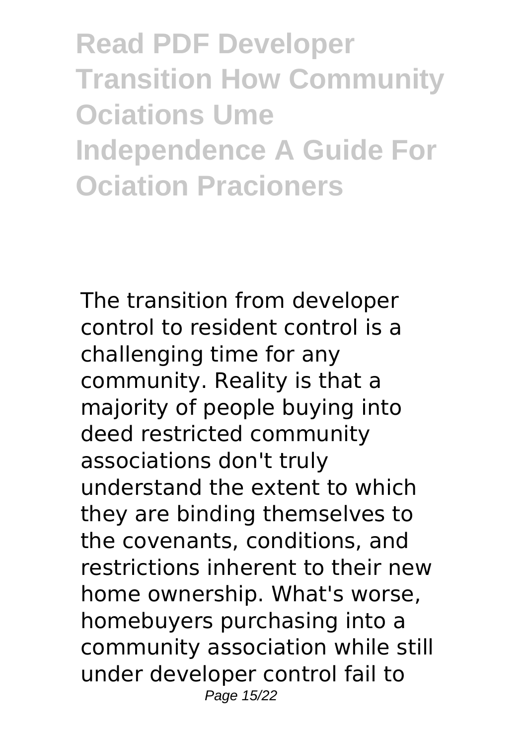# Read PDF Developer Transition How Community Ociations Ume Independence A Guide For Ociation Pracioners

The transition from developer control to resident control is a challenging time for any community. Reality is that a majority of people buying into deed restricted community associations don't truly understand the extent to which they are binding themselves to the covenants, conditions, and restrictions inherent to their new home ownership. What's worse, homebuyers purchasing into a community association while still under developer control fail to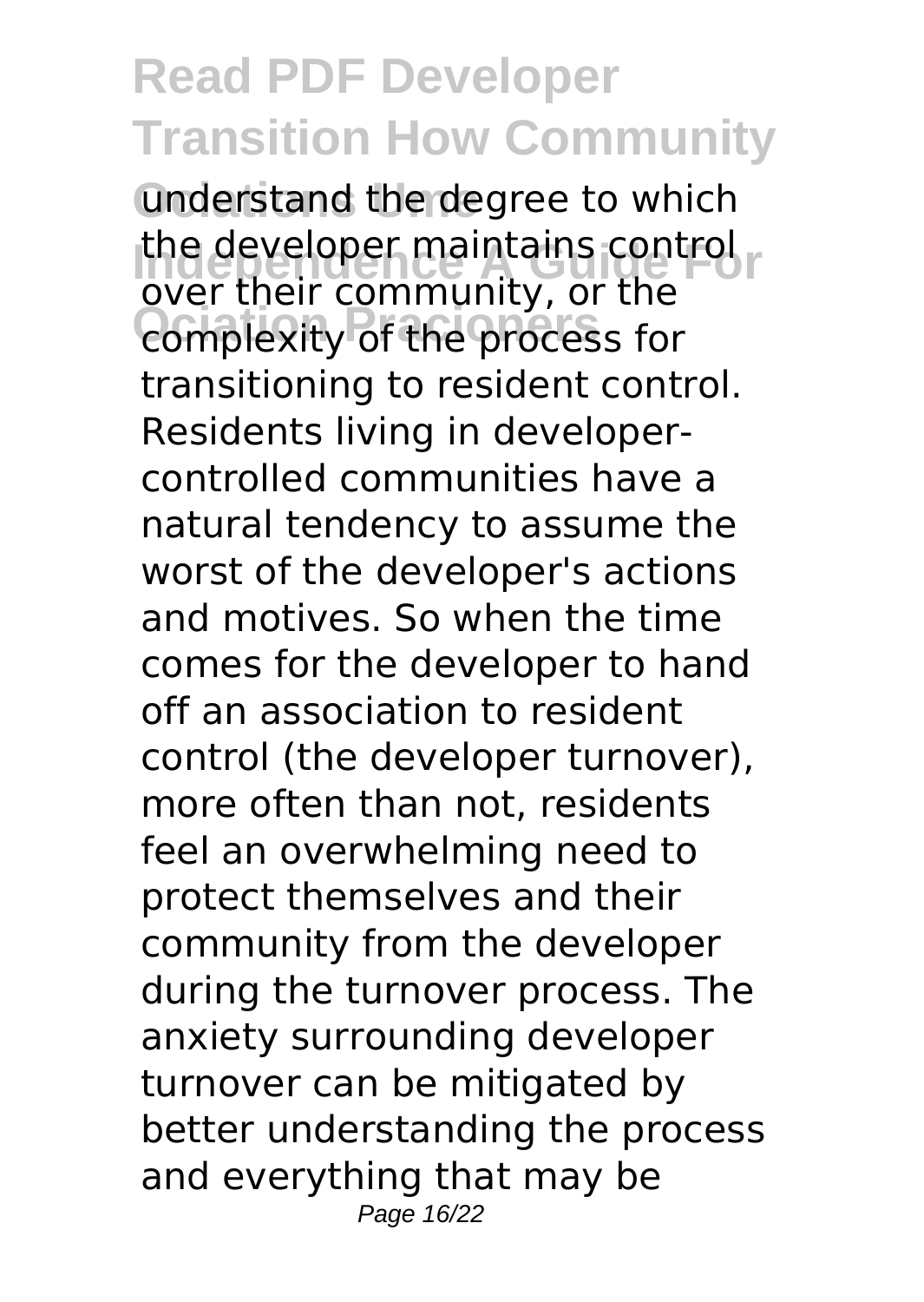understand the degree to which the developer maintains control over their community, or the complexity of the process for transitioning to resident control. Residents living in developer-controlled communities have a natural tendency to assume the worst of the developer's actions and motives. So when the time comes for the developer to hand off an association to resident control (the developer turnover), more often than not, residents feel an overwhelming need to protect themselves and their community from the developer during the turnover process. The anxiety surrounding developer turnover can be mitigated by better understanding the process and everything that may be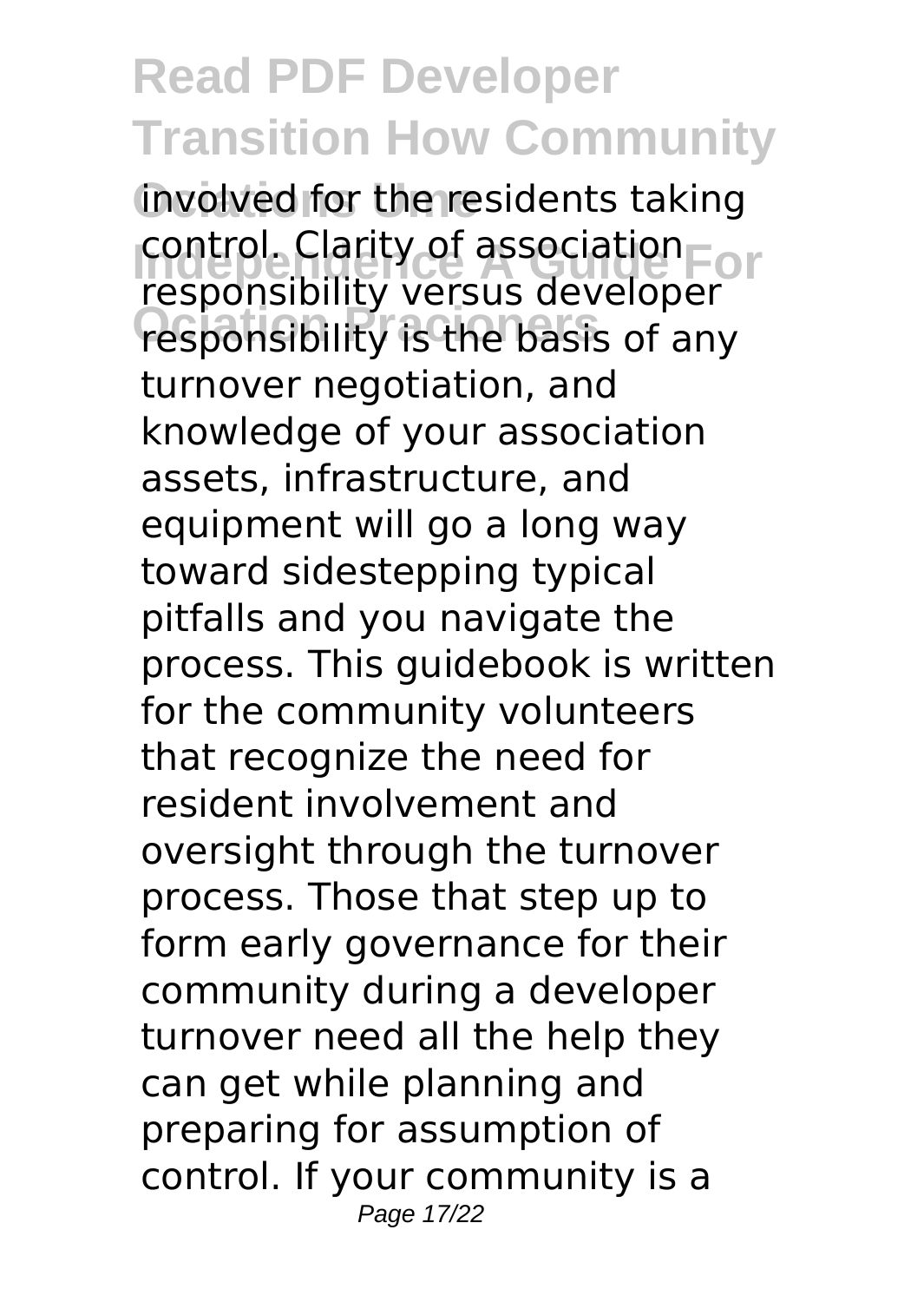involved for the residents taking control. Clarity of association responsibility versus developer responsibility is the basis of any turnover negotiation, and knowledge of your association assets, infrastructure, and equipment will go a long way toward sidestepping typical pitfalls and you navigate the process. This guidebook is written for the community volunteers that recognize the need for resident involvement and oversight through the turnover process. Those that step up to form early governance for their community during a developer turnover need all the help they can get while planning and preparing for assumption of control. If your community is a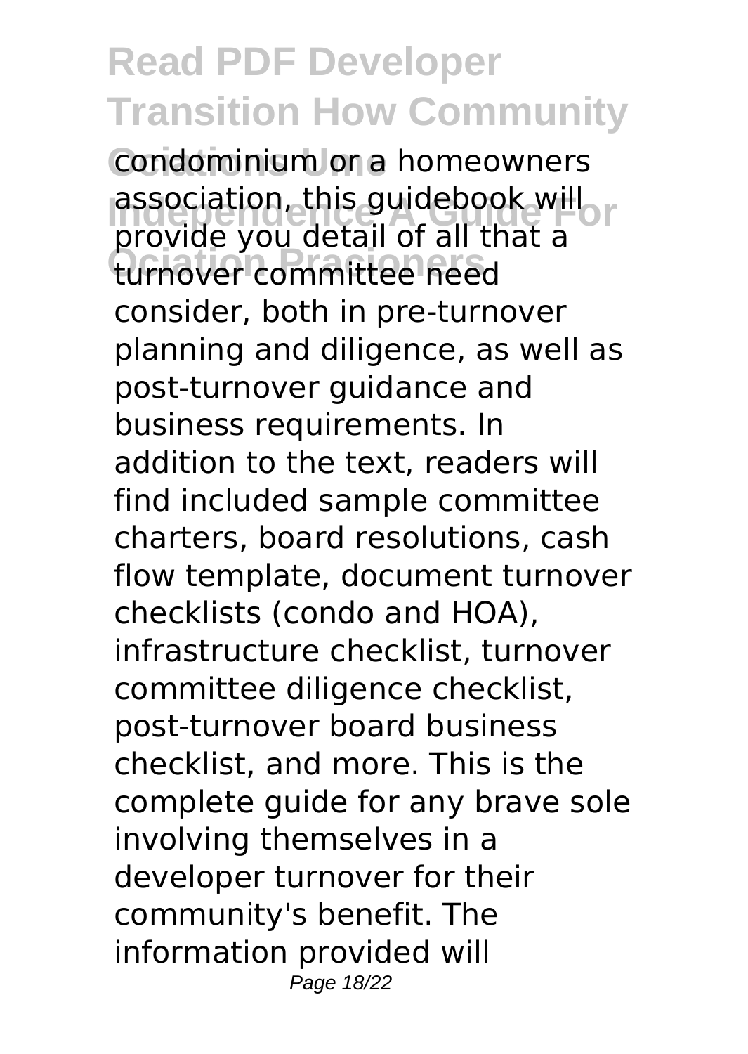condominium or a homeowners association, this guidebook will provide you detail of all that a turnover committee need consider, both in pre-turnover planning and diligence, as well as post-turnover guidance and business requirements. In addition to the text, readers will find included sample committee charters, board resolutions, cash flow template, document turnover checklists (condo and HOA), infrastructure checklist, turnover committee diligence checklist, post-turnover board business checklist, and more. This is the complete guide for any brave sole involving themselves in a developer turnover for their community's benefit. The information provided will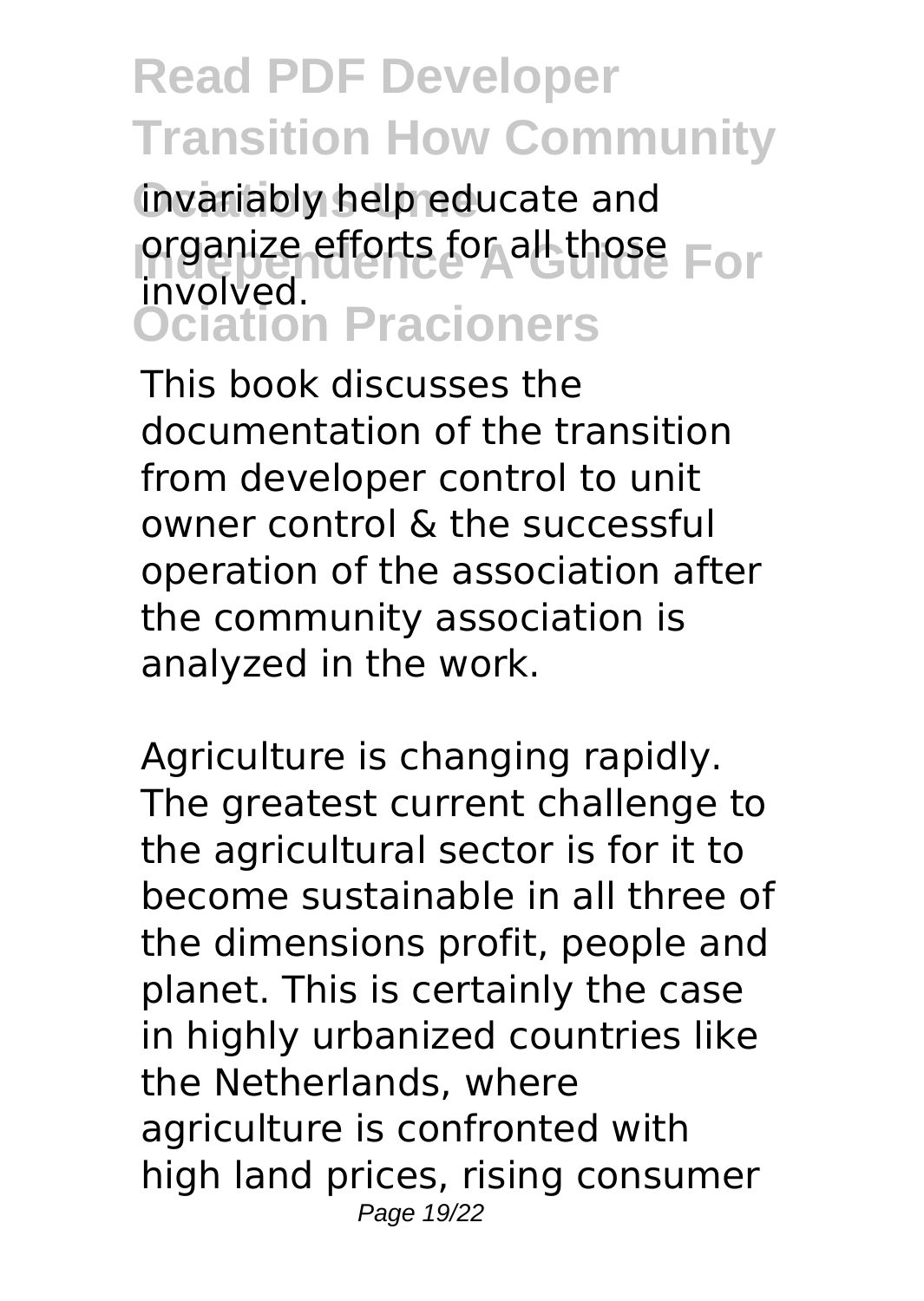invariably help educate and organize efforts for all those involved.

This book discusses the documentation of the transition from developer control to unit owner control & the successful operation of the association after the community association is analyzed in the work.

Agriculture is changing rapidly. The greatest current challenge to the agricultural sector is for it to become sustainable in all three of the dimensions profit, people and planet. This is certainly the case in highly urbanized countries like the Netherlands, where agriculture is confronted with high land prices, rising consumer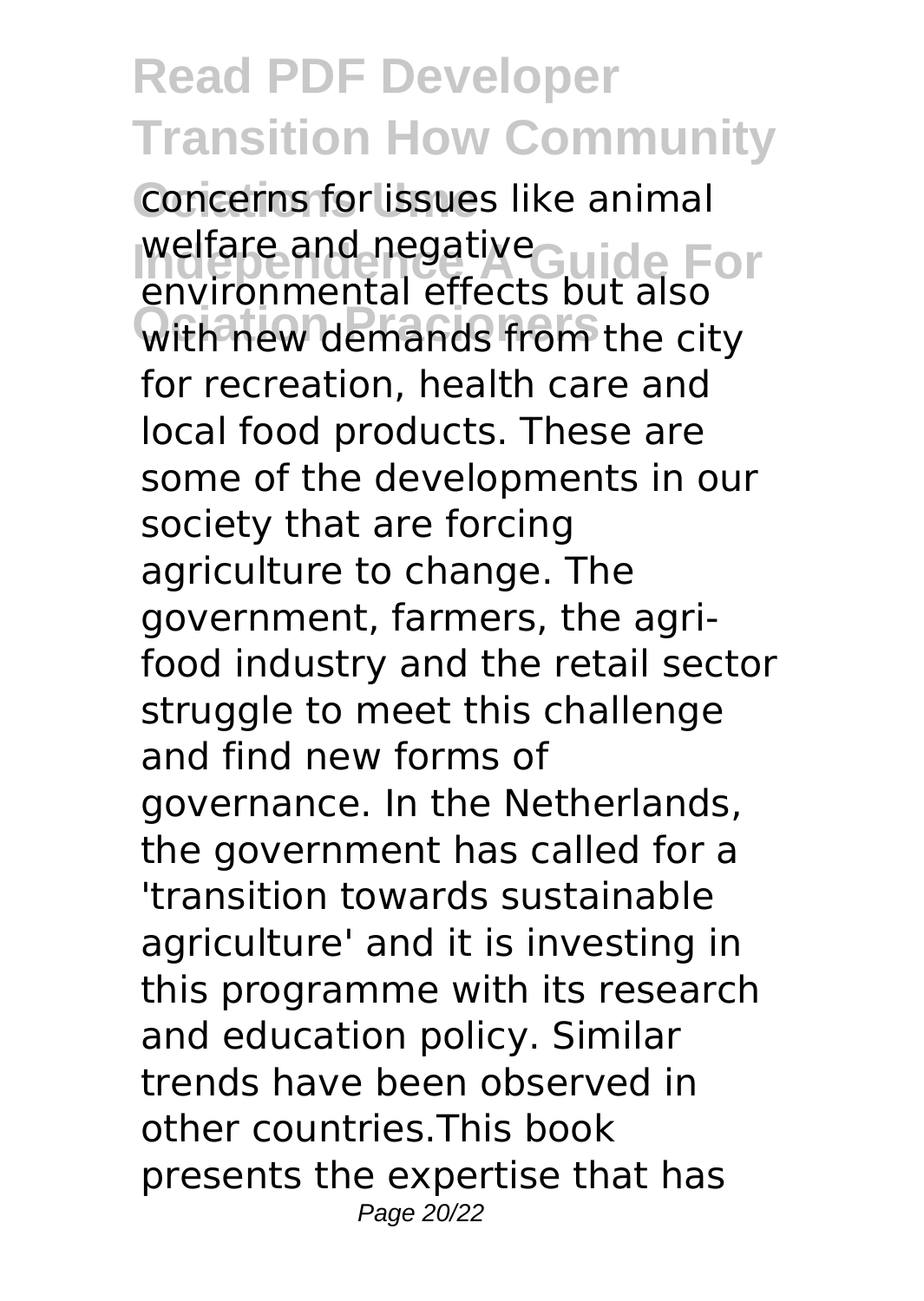concerns for issues like animal welfare and negative environmental effects but also with new demands from the city for recreation, health care and local food products. These are some of the developments in our society that are forcing agriculture to change. The government, farmers, the agri-food industry and the retail sector struggle to meet this challenge and find new forms of governance. In the Netherlands, the government has called for a 'transition towards sustainable agriculture' and it is investing in this programme with its research and education policy. Similar trends have been observed in other countries.This book presents the expertise that has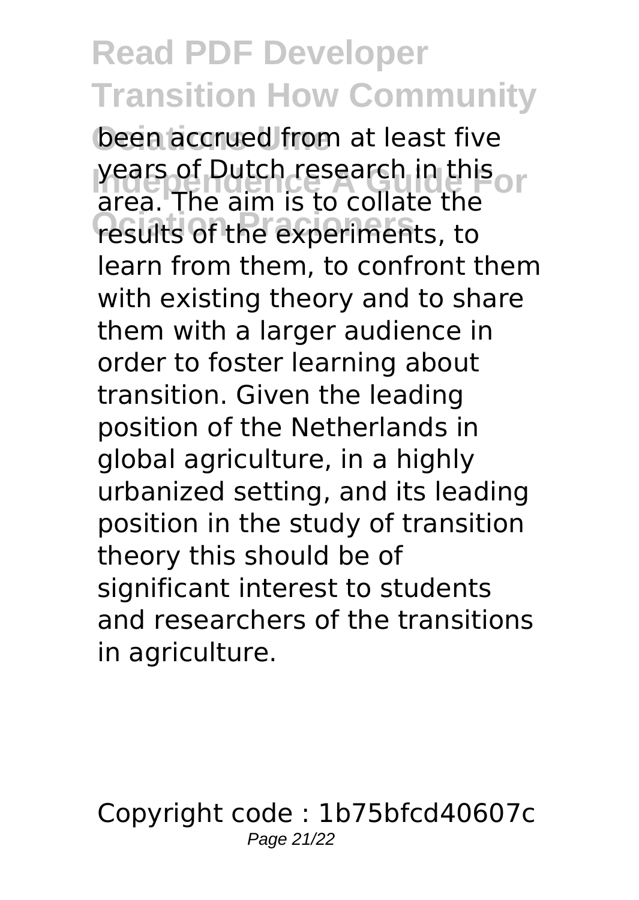been accrued from at least five years of Dutch research in this area. The aim is to collate the results of the experiments, to learn from them, to confront them with existing theory and to share them with a larger audience in order to foster learning about transition. Given the leading position of the Netherlands in global agriculture, in a highly urbanized setting, and its leading position in the study of transition theory this should be of significant interest to students and researchers of the transitions in agriculture.

Copyright code : 1b75bfcd40607c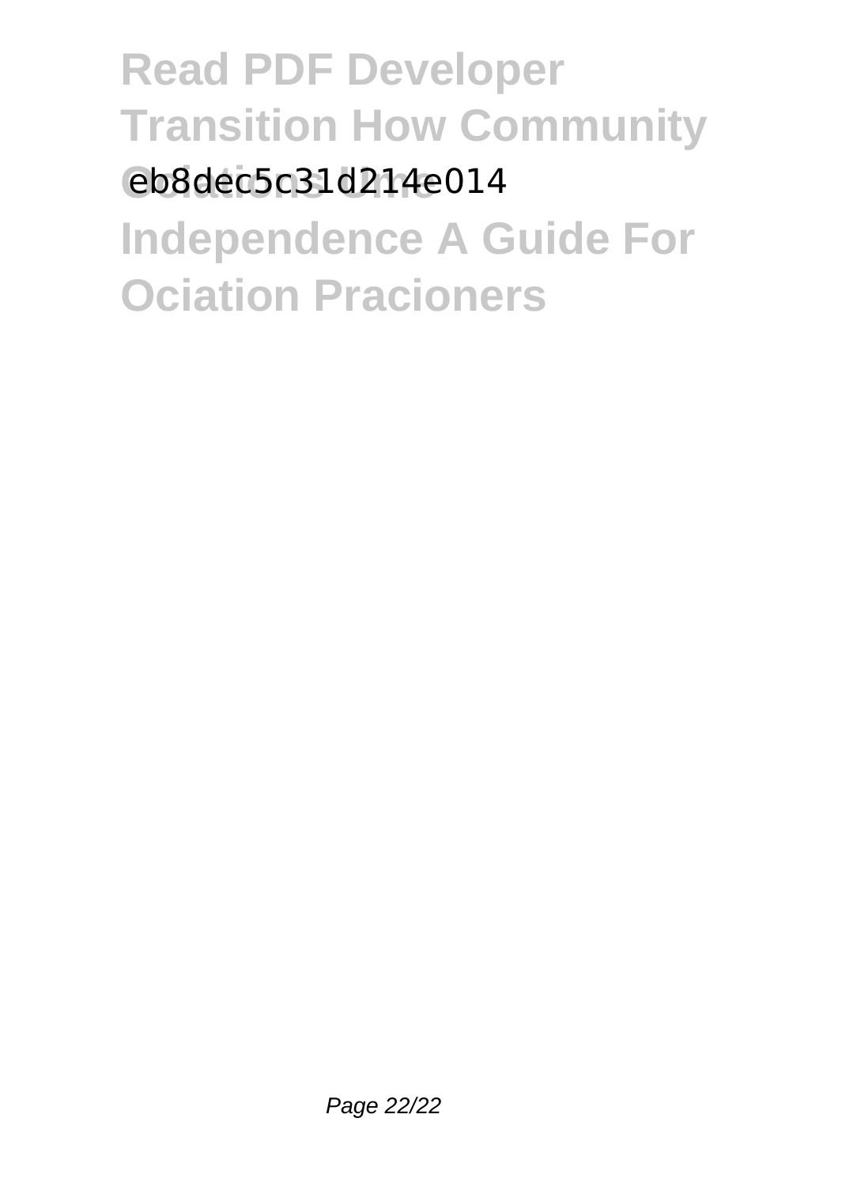eb8dec5c31d214e014